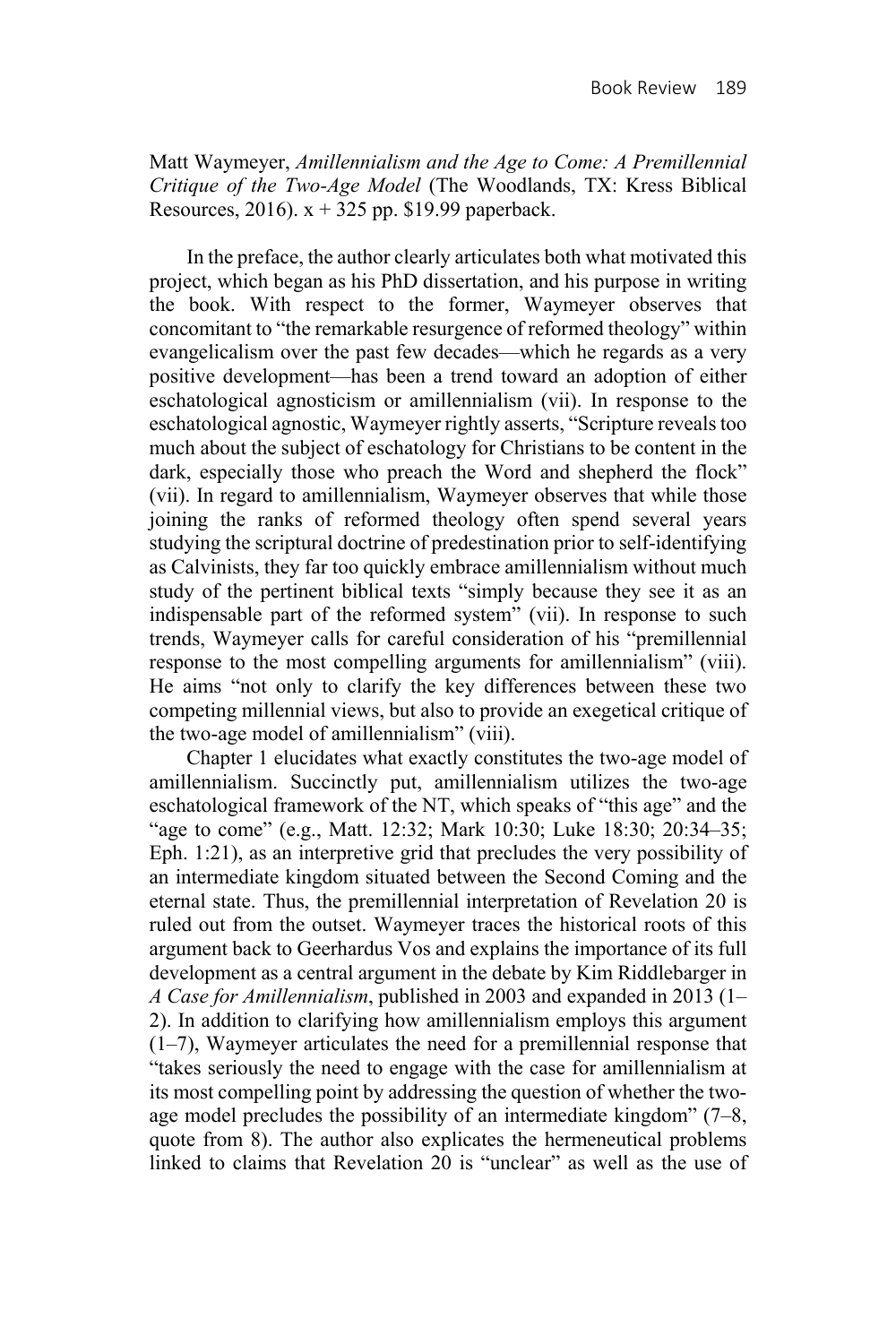Matt Waymeyer, *Amillennialism and the Age to Come: A Premillennial Critique of the Two-Age Model* (The Woodlands, TX: Kress Biblical Resources, 2016). x + 325 pp. $19.99 paperback.

In the preface, the author clearly articulates both what motivated this project, which began as his PhD dissertation, and his purpose in writing the book. With respect to the former, Waymeyer observes that concomitant to "the remarkable resurgence of reformed theology" within evangelicalism over the past few decades—which he regards as a very positive development—has been a trend toward an adoption of either eschatological agnosticism or amillennialism (vii). In response to the eschatological agnostic, Waymeyer rightly asserts, "Scripture reveals too much about the subject of eschatology for Christians to be content in the dark, especially those who preach the Word and shepherd the flock" (vii). In regard to amillennialism, Waymeyer observes that while those joining the ranks of reformed theology often spend several years studying the scriptural doctrine of predestination prior to self-identifying as Calvinists, they far too quickly embrace amillennialism without much study of the pertinent biblical texts "simply because they see it as an indispensable part of the reformed system" (vii). In response to such trends, Waymeyer calls for careful consideration of his "premillennial response to the most compelling arguments for amillennialism" (viii). He aims "not only to clarify the key differences between these two competing millennial views, but also to provide an exegetical critique of the two-age model of amillennialism" (viii).

Chapter 1 elucidates what exactly constitutes the two-age model of amillennialism. Succinctly put, amillennialism utilizes the two-age eschatological framework of the NT, which speaks of "this age" and the "age to come" (e.g., Matt. 12:32; Mark 10:30; Luke 18:30; 20:34–35; Eph. 1:21), as an interpretive grid that precludes the very possibility of an intermediate kingdom situated between the Second Coming and the eternal state. Thus, the premillennial interpretation of Revelation 20 is ruled out from the outset. Waymeyer traces the historical roots of this argument back to Geerhardus Vos and explains the importance of its full development as a central argument in the debate by Kim Riddlebarger in *A Case for Amillennialism*, published in 2003 and expanded in 2013 (1–2). In addition to clarifying how amillennialism employs this argument (1–7), Waymeyer articulates the need for a premillennial response that "takes seriously the need to engage with the case for amillennialism at its most compelling point by addressing the question of whether the two-age model precludes the possibility of an intermediate kingdom" (7–8, quote from 8). The author also explicates the hermeneutical problems linked to claims that Revelation 20 is "unclear" as well as the use of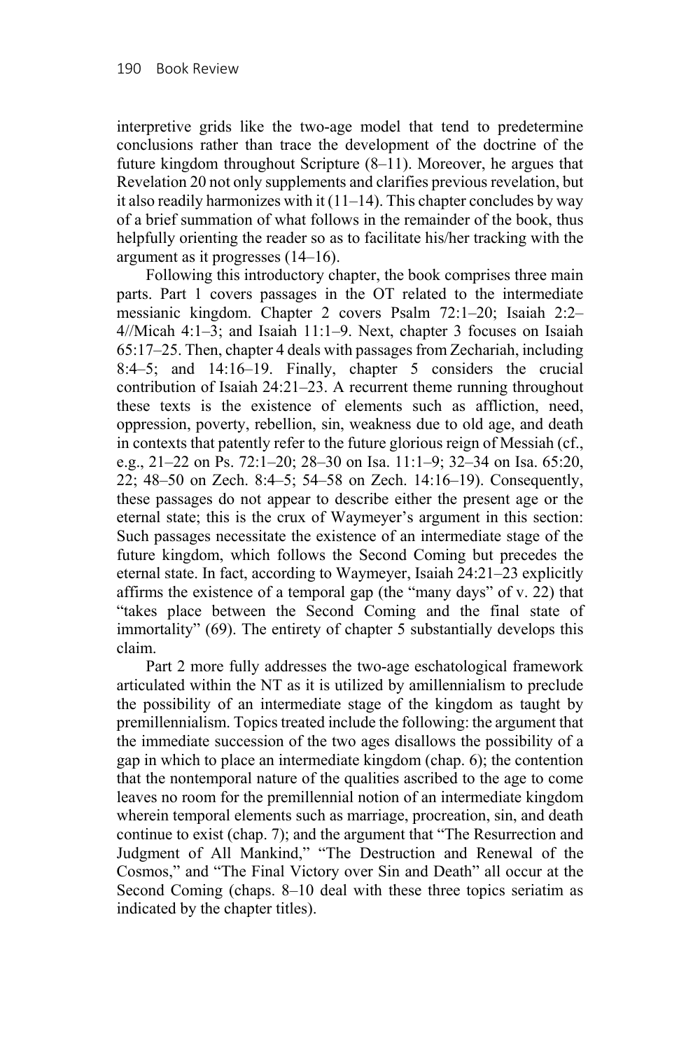interpretive grids like the two-age model that tend to predetermine conclusions rather than trace the development of the doctrine of the future kingdom throughout Scripture (8–11). Moreover, he argues that Revelation 20 not only supplements and clarifies previous revelation, but it also readily harmonizes with it (11–14). This chapter concludes by way of a brief summation of what follows in the remainder of the book, thus helpfully orienting the reader so as to facilitate his/her tracking with the argument as it progresses (14–16).

Following this introductory chapter, the book comprises three main parts. Part 1 covers passages in the OT related to the intermediate messianic kingdom. Chapter 2 covers Psalm 72:1–20; Isaiah 2:2–4//Micah 4:1–3; and Isaiah 11:1–9. Next, chapter 3 focuses on Isaiah 65:17–25. Then, chapter 4 deals with passages from Zechariah, including 8:4–5; and 14:16–19. Finally, chapter 5 considers the crucial contribution of Isaiah 24:21–23. A recurrent theme running throughout these texts is the existence of elements such as affliction, need, oppression, poverty, rebellion, sin, weakness due to old age, and death in contexts that patently refer to the future glorious reign of Messiah (cf., e.g., 21–22 on Ps. 72:1–20; 28–30 on Isa. 11:1–9; 32–34 on Isa. 65:20, 22; 48–50 on Zech. 8:4–5; 54–58 on Zech. 14:16–19). Consequently, these passages do not appear to describe either the present age or the eternal state; this is the crux of Waymeyer's argument in this section: Such passages necessitate the existence of an intermediate stage of the future kingdom, which follows the Second Coming but precedes the eternal state. In fact, according to Waymeyer, Isaiah 24:21–23 explicitly affirms the existence of a temporal gap (the "many days" of v. 22) that "takes place between the Second Coming and the final state of immortality" (69). The entirety of chapter 5 substantially develops this claim.

Part 2 more fully addresses the two-age eschatological framework articulated within the NT as it is utilized by amillennialism to preclude the possibility of an intermediate stage of the kingdom as taught by premillennialism. Topics treated include the following: the argument that the immediate succession of the two ages disallows the possibility of a gap in which to place an intermediate kingdom (chap. 6); the contention that the nontemporal nature of the qualities ascribed to the age to come leaves no room for the premillennial notion of an intermediate kingdom wherein temporal elements such as marriage, procreation, sin, and death continue to exist (chap. 7); and the argument that "The Resurrection and Judgment of All Mankind," "The Destruction and Renewal of the Cosmos," and "The Final Victory over Sin and Death" all occur at the Second Coming (chaps. 8–10 deal with these three topics seriatim as indicated by the chapter titles).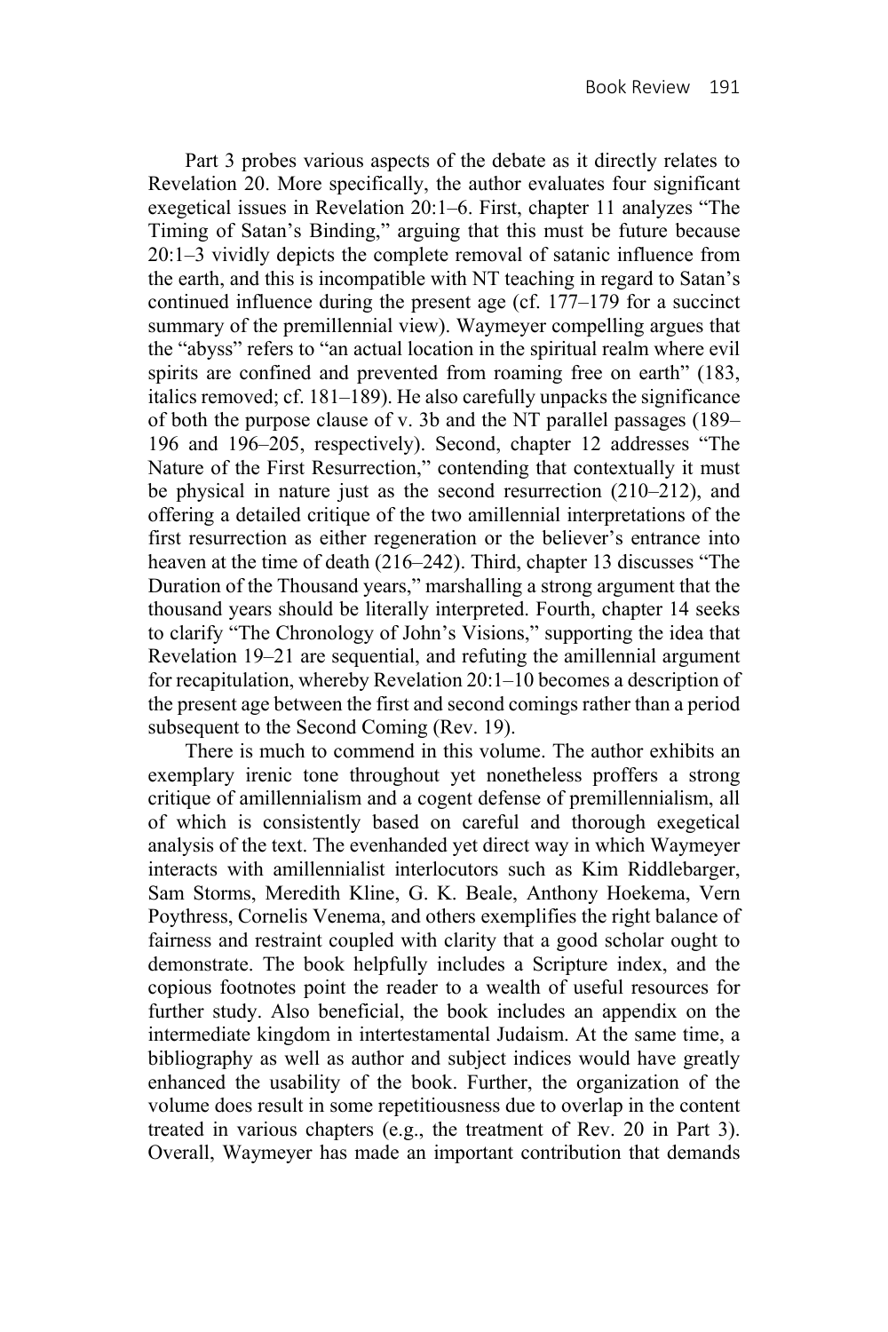Part 3 probes various aspects of the debate as it directly relates to Revelation 20. More specifically, the author evaluates four significant exegetical issues in Revelation 20:1–6. First, chapter 11 analyzes "The Timing of Satan's Binding," arguing that this must be future because 20:1–3 vividly depicts the complete removal of satanic influence from the earth, and this is incompatible with NT teaching in regard to Satan's continued influence during the present age (cf. 177–179 for a succinct summary of the premillennial view). Waymeyer compelling argues that the "abyss" refers to "an actual location in the spiritual realm where evil spirits are confined and prevented from roaming free on earth" (183, italics removed; cf. 181–189). He also carefully unpacks the significance of both the purpose clause of v. 3b and the NT parallel passages (189–196 and 196–205, respectively). Second, chapter 12 addresses "The Nature of the First Resurrection," contending that contextually it must be physical in nature just as the second resurrection (210–212), and offering a detailed critique of the two amillennial interpretations of the first resurrection as either regeneration or the believer's entrance into heaven at the time of death (216–242). Third, chapter 13 discusses "The Duration of the Thousand years," marshalling a strong argument that the thousand years should be literally interpreted. Fourth, chapter 14 seeks to clarify "The Chronology of John's Visions," supporting the idea that Revelation 19–21 are sequential, and refuting the amillennial argument for recapitulation, whereby Revelation 20:1–10 becomes a description of the present age between the first and second comings rather than a period subsequent to the Second Coming (Rev. 19).

There is much to commend in this volume. The author exhibits an exemplary irenic tone throughout yet nonetheless proffers a strong critique of amillennialism and a cogent defense of premillennialism, all of which is consistently based on careful and thorough exegetical analysis of the text. The evenhanded yet direct way in which Waymeyer interacts with amillennialist interlocutors such as Kim Riddlebarger, Sam Storms, Meredith Kline, G. K. Beale, Anthony Hoekema, Vern Poythress, Cornelis Venema, and others exemplifies the right balance of fairness and restraint coupled with clarity that a good scholar ought to demonstrate. The book helpfully includes a Scripture index, and the copious footnotes point the reader to a wealth of useful resources for further study. Also beneficial, the book includes an appendix on the intermediate kingdom in intertestamental Judaism. At the same time, a bibliography as well as author and subject indices would have greatly enhanced the usability of the book. Further, the organization of the volume does result in some repetitiousness due to overlap in the content treated in various chapters (e.g., the treatment of Rev. 20 in Part 3). Overall, Waymeyer has made an important contribution that demands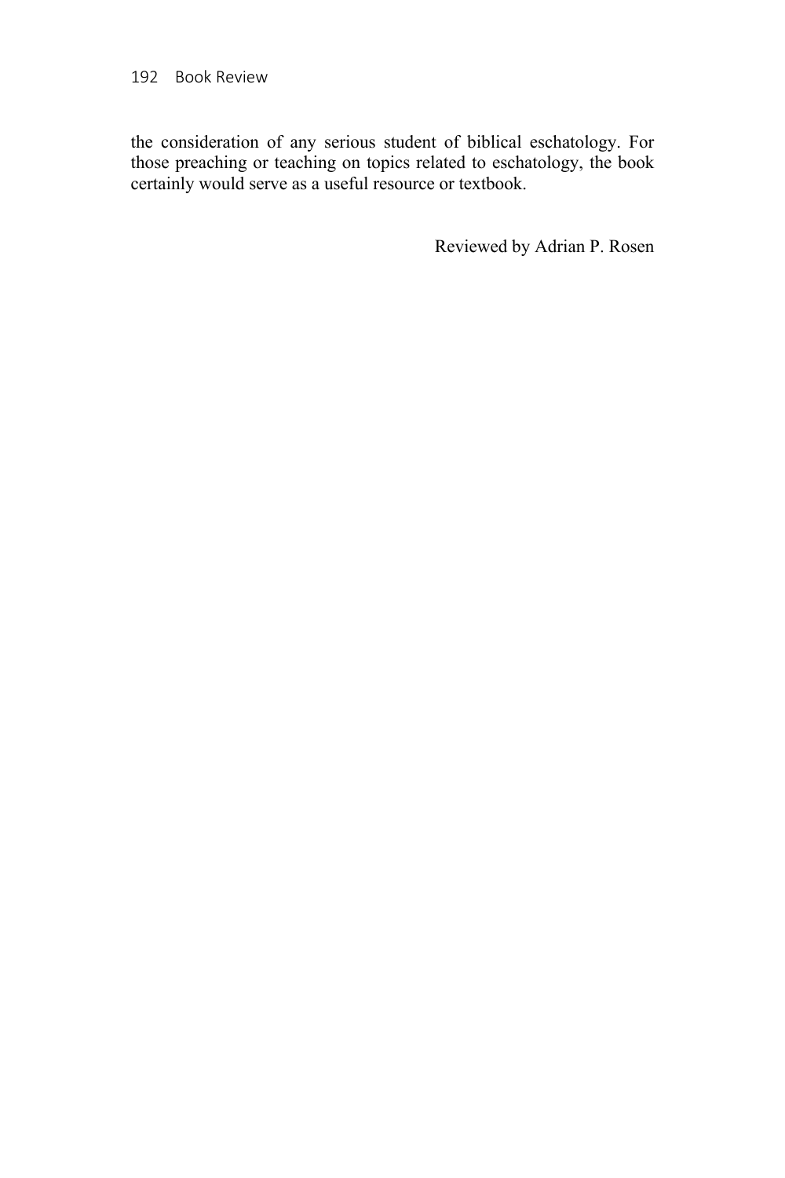the consideration of any serious student of biblical eschatology. For those preaching or teaching on topics related to eschatology, the book certainly would serve as a useful resource or textbook.

Reviewed by Adrian P. Rosen